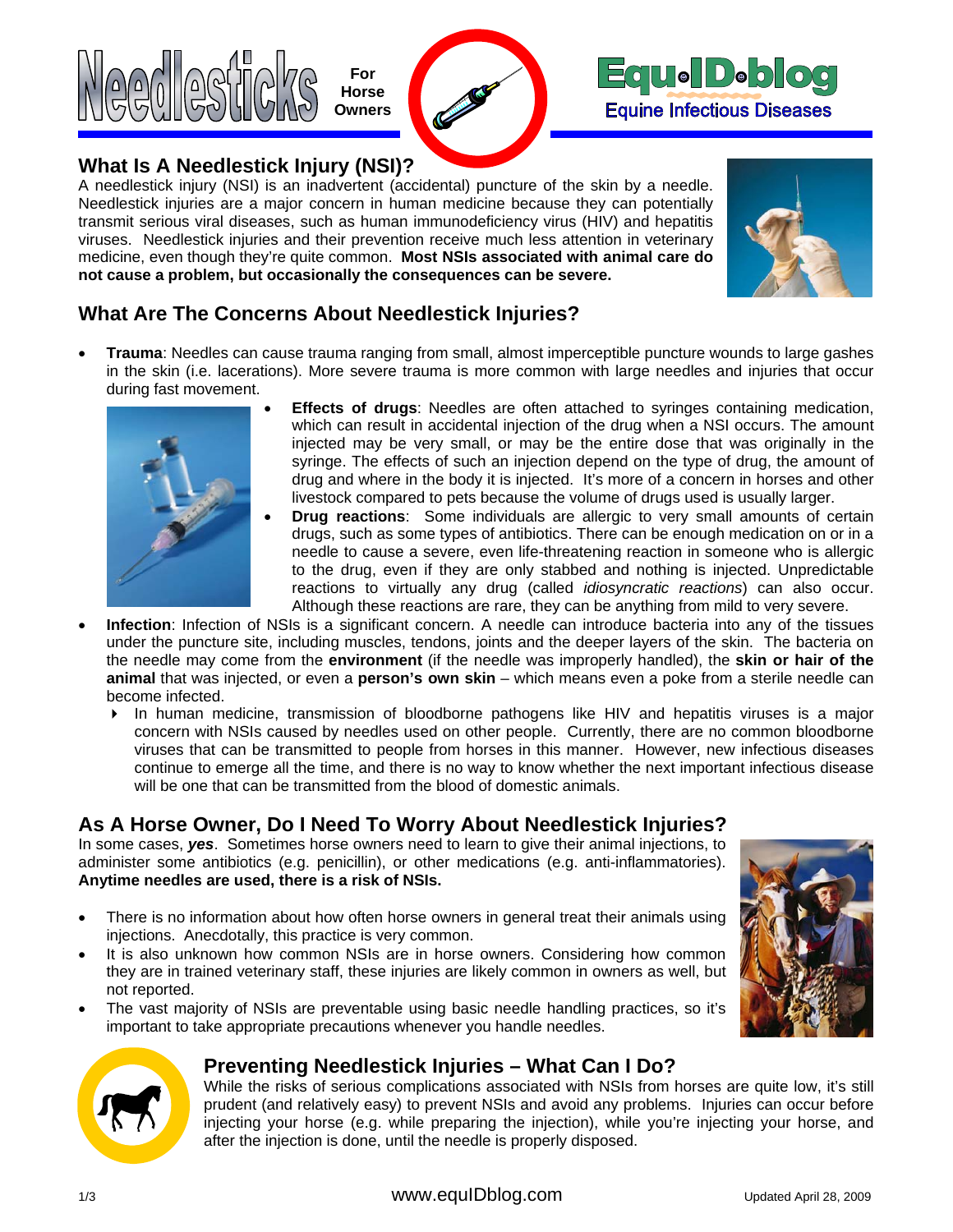# Needlesticks For Horse Owners

Equ•ID•blog
Equine Infectious Diseases

## What Is A Needlestick Injury (NSI)?

A needlestick injury (NSI) is an inadvertent (accidental) puncture of the skin by a needle. Needlestick injuries are a major concern in human medicine because they can potentially transmit serious viral diseases, such as human immunodeficiency virus (HIV) and hepatitis viruses. Needlestick injuries and their prevention receive much less attention in veterinary medicine, even though they're quite common. **Most NSIs associated with animal care do not cause a problem, but occasionally the consequences can be severe.**

## What Are The Concerns About Needlestick Injuries?

- **Trauma**: Needles can cause trauma ranging from small, almost imperceptible puncture wounds to large gashes in the skin (i.e. lacerations). More severe trauma is more common with large needles and injuries that occur during fast movement.
- **Effects of drugs**: Needles are often attached to syringes containing medication, which can result in accidental injection of the drug when a NSI occurs. The amount injected may be very small, or may be the entire dose that was originally in the syringe. The effects of such an injection depend on the type of drug, the amount of drug and where in the body it is injected. It's more of a concern in horses and other livestock compared to pets because the volume of drugs used is usually larger.
- **Drug reactions**: Some individuals are allergic to very small amounts of certain drugs, such as some types of antibiotics. There can be enough medication on or in a needle to cause a severe, even life-threatening reaction in someone who is allergic to the drug, even if they are only stabbed and nothing is injected. Unpredictable reactions to virtually any drug (called *idiosyncratic reactions*) can also occur. Although these reactions are rare, they can be anything from mild to very severe.
- **Infection**: Infection of NSIs is a significant concern. A needle can introduce bacteria into any of the tissues under the puncture site, including muscles, tendons, joints and the deeper layers of the skin. The bacteria on the needle may come from the **environment** (if the needle was improperly handled), the **skin or hair of the animal** that was injected, or even a **person's own skin** – which means even a poke from a sterile needle can become infected.
  - In human medicine, transmission of bloodborne pathogens like HIV and hepatitis viruses is a major concern with NSIs caused by needles used on other people. Currently, there are no common bloodborne viruses that can be transmitted to people from horses in this manner. However, new infectious diseases continue to emerge all the time, and there is no way to know whether the next important infectious disease will be one that can be transmitted from the blood of domestic animals.

## As A Horse Owner, Do I Need To Worry About Needlestick Injuries?

In some cases, ***yes***. Sometimes horse owners need to learn to give their animal injections, to administer some antibiotics (e.g. penicillin), or other medications (e.g. anti-inflammatories). **Anytime needles are used, there is a risk of NSIs.**

- There is no information about how often horse owners in general treat their animals using injections. Anecdotally, this practice is very common.
- It is also unknown how common NSIs are in horse owners. Considering how common they are in trained veterinary staff, these injuries are likely common in owners as well, but not reported.
- The vast majority of NSIs are preventable using basic needle handling practices, so it's important to take appropriate precautions whenever you handle needles.

## Preventing Needlestick Injuries – What Can I Do?

While the risks of serious complications associated with NSIs from horses are quite low, it's still prudent (and relatively easy) to prevent NSIs and avoid any problems. Injuries can occur before injecting your horse (e.g. while preparing the injection), while you're injecting your horse, and after the injection is done, until the needle is properly disposed.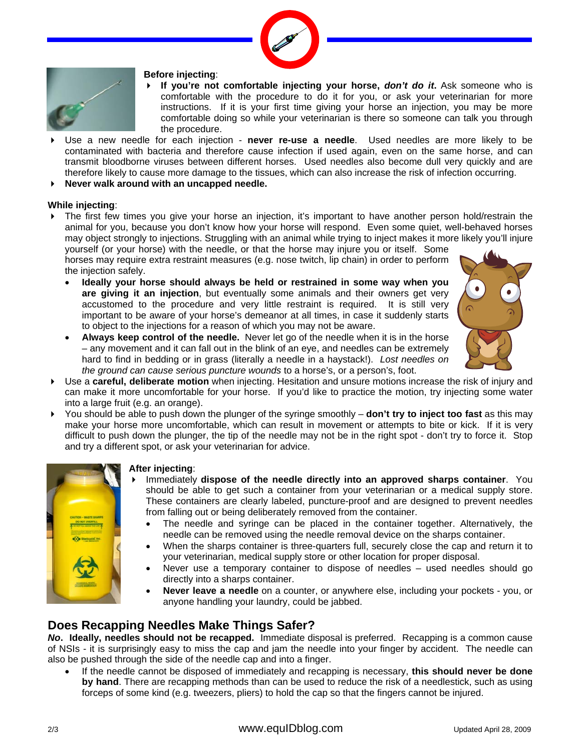**Before injecting**:

- **If you're not comfortable injecting your horse, *don't do it*.** Ask someone who is comfortable with the procedure to do it for you, or ask your veterinarian for more instructions. If it is your first time giving your horse an injection, you may be more comfortable doing so while your veterinarian is there so someone can talk you through the procedure.
- Use a new needle for each injection - **never re-use a needle**. Used needles are more likely to be contaminated with bacteria and therefore cause infection if used again, even on the same horse, and can transmit bloodborne viruses between different horses. Used needles also become dull very quickly and are therefore likely to cause more damage to the tissues, which can also increase the risk of infection occurring.
- **Never walk around with an uncapped needle.**

**While injecting**:

- The first few times you give your horse an injection, it's important to have another person hold/restrain the animal for you, because you don't know how your horse will respond. Even some quiet, well-behaved horses may object strongly to injections. Struggling with an animal while trying to inject makes it more likely you'll injure yourself (or your horse) with the needle, or that the horse may injure you or itself. Some horses may require extra restraint measures (e.g. nose twitch, lip chain) in order to perform the injection safely.
  - **Ideally your horse should always be held or restrained in some way when you are giving it an injection**, but eventually some animals and their owners get very accustomed to the procedure and very little restraint is required. It is still very important to be aware of your horse's demeanor at all times, in case it suddenly starts to object to the injections for a reason of which you may not be aware.
  - **Always keep control of the needle.** Never let go of the needle when it is in the horse – any movement and it can fall out in the blink of an eye, and needles can be extremely hard to find in bedding or in grass (literally a needle in a haystack!). *Lost needles on the ground can cause serious puncture wounds* to a horse's, or a person's, foot.
- Use a **careful, deliberate motion** when injecting. Hesitation and unsure motions increase the risk of injury and can make it more uncomfortable for your horse. If you'd like to practice the motion, try injecting some water into a large fruit (e.g. an orange).
- You should be able to push down the plunger of the syringe smoothly – **don't try to inject too fast** as this may make your horse more uncomfortable, which can result in movement or attempts to bite or kick. If it is very difficult to push down the plunger, the tip of the needle may not be in the right spot - don't try to force it. Stop and try a different spot, or ask your veterinarian for advice.

**After injecting**:

- Immediately **dispose of the needle directly into an approved sharps container**. You should be able to get such a container from your veterinarian or a medical supply store. These containers are clearly labeled, puncture-proof and are designed to prevent needles from falling out or being deliberately removed from the container.
  - The needle and syringe can be placed in the container together. Alternatively, the needle can be removed using the needle removal device on the sharps container.
  - When the sharps container is three-quarters full, securely close the cap and return it to your veterinarian, medical supply store or other location for proper disposal.
  - Never use a temporary container to dispose of needles – used needles should go directly into a sharps container.
  - **Never leave a needle** on a counter, or anywhere else, including your pockets - you, or anyone handling your laundry, could be jabbed.

## Does Recapping Needles Make Things Safer?

***No*. Ideally, needles should not be recapped.** Immediate disposal is preferred. Recapping is a common cause of NSIs - it is surprisingly easy to miss the cap and jam the needle into your finger by accident. The needle can also be pushed through the side of the needle cap and into a finger.

- If the needle cannot be disposed of immediately and recapping is necessary, **this should never be done by hand**. There are recapping methods than can be used to reduce the risk of a needlestick, such as using forceps of some kind (e.g. tweezers, pliers) to hold the cap so that the fingers cannot be injured.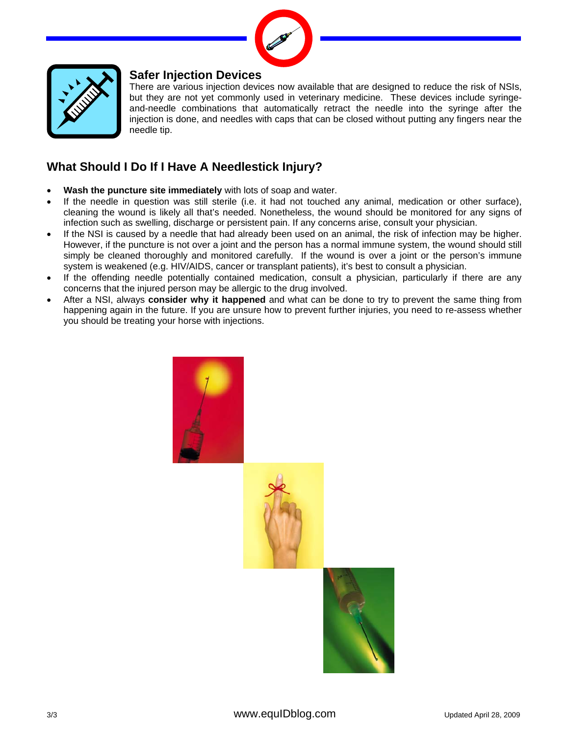## Safer Injection Devices

There are various injection devices now available that are designed to reduce the risk of NSIs, but they are not yet commonly used in veterinary medicine. These devices include syringe-and-needle combinations that automatically retract the needle into the syringe after the injection is done, and needles with caps that can be closed without putting any fingers near the needle tip.

## What Should I Do If I Have A Needlestick Injury?

- **Wash the puncture site immediately** with lots of soap and water.
- If the needle in question was still sterile (i.e. it had not touched any animal, medication or other surface), cleaning the wound is likely all that's needed. Nonetheless, the wound should be monitored for any signs of infection such as swelling, discharge or persistent pain. If any concerns arise, consult your physician.
- If the NSI is caused by a needle that had already been used on an animal, the risk of infection may be higher. However, if the puncture is not over a joint and the person has a normal immune system, the wound should still simply be cleaned thoroughly and monitored carefully. If the wound is over a joint or the person's immune system is weakened (e.g. HIV/AIDS, cancer or transplant patients), it's best to consult a physician.
- If the offending needle potentially contained medication, consult a physician, particularly if there are any concerns that the injured person may be allergic to the drug involved.
- After a NSI, always **consider why it happened** and what can be done to try to prevent the same thing from happening again in the future. If you are unsure how to prevent further injuries, you need to re-assess whether you should be treating your horse with injections.

www.equIDblog.com

Updated April 28, 2009